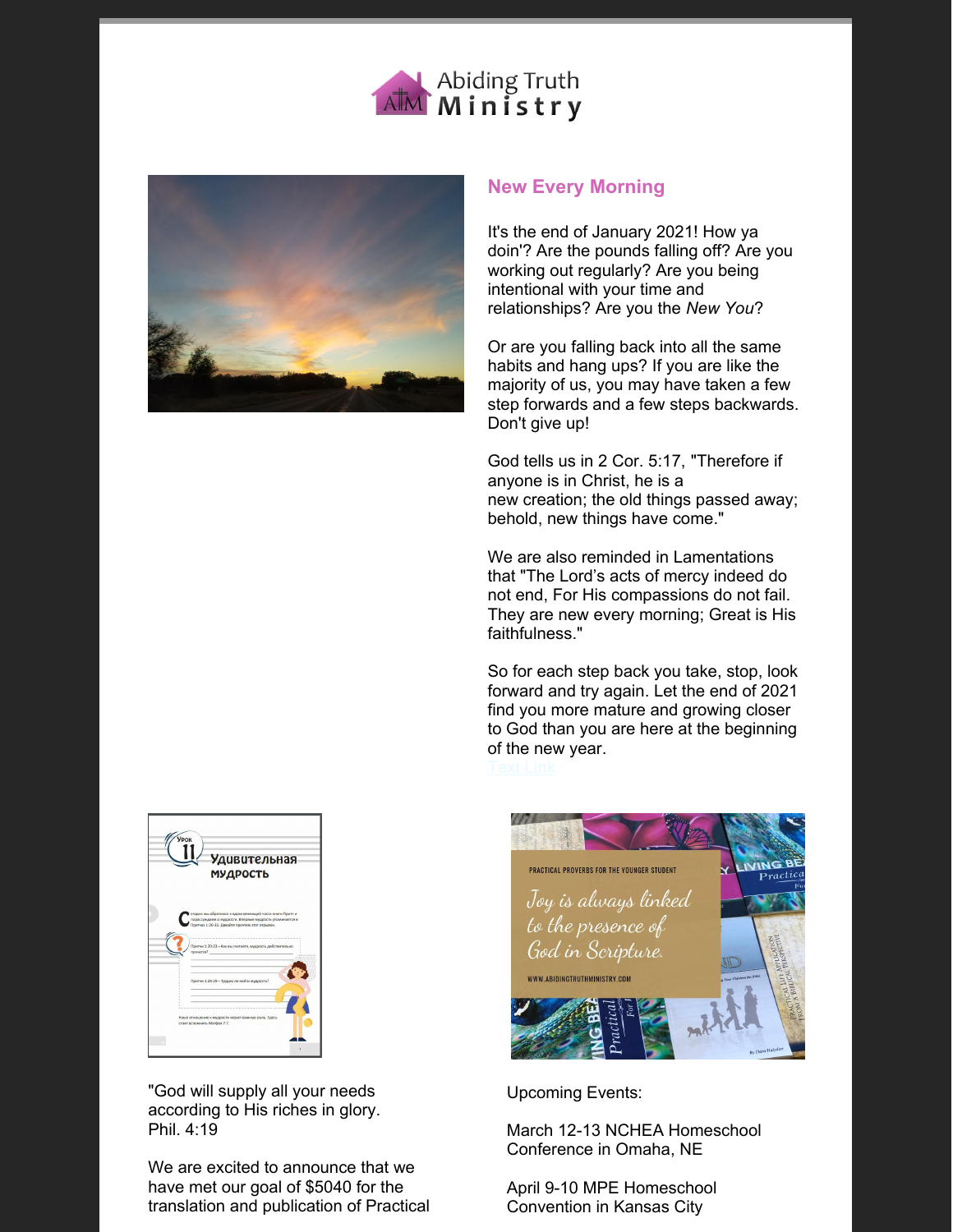Abiding Truth Ministry

## New Every Morning

It's the end of January 2021! How ya doin'? Are the pounds falling off? Are you working out regularly? Are you being intentional with your time and relationships? Are you the *New You*?

Or are you falling back into all the same habits and hang ups? If you are like the majority of us, you may have taken a few step forwards and a few steps backwards. Don't give up!

God tells us in 2 Cor. 5:17, "Therefore if anyone is in Christ, he is a new creation; the old things passed away; behold, new things have come."

We are also reminded in Lamentations that "The Lord's acts of mercy indeed do not end, For His compassions do not fail. They are new every morning; Great is His faithfulness."

So for each step back you take, stop, look forward and try again. Let the end of 2021 find you more mature and growing closer to God than you are here at the beginning of the new year.

Text Link

"God will supply all your needs according to His riches in glory. Phil. 4:19

We are excited to announce that we have met our goal of $5040 for the translation and publication of Practical

Upcoming Events:

March 12-13 NCHEA Homeschool Conference in Omaha, NE

April 9-10 MPE Homeschool Convention in Kansas City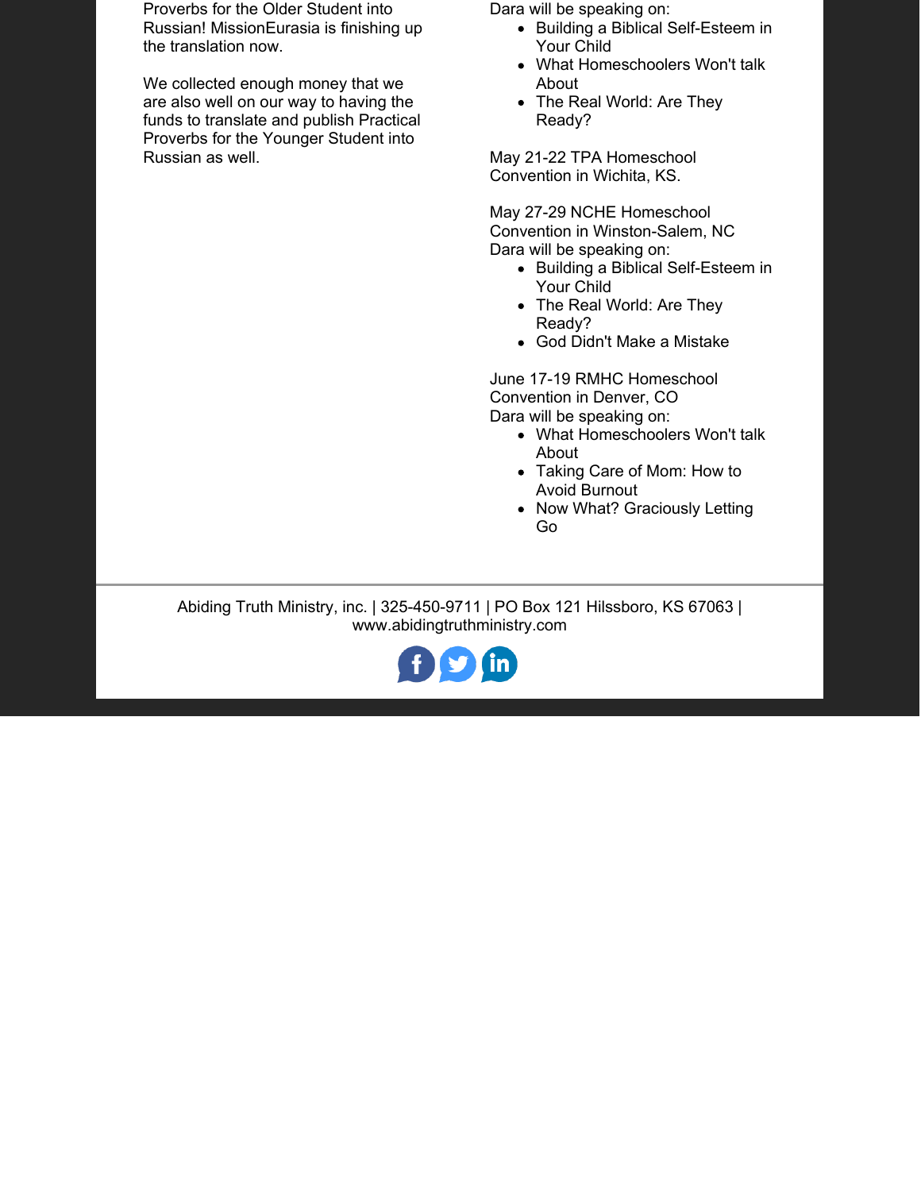Proverbs for the Older Student into Russian! MissionEurasia is finishing up the translation now.

We collected enough money that we are also well on our way to having the funds to translate and publish Practical Proverbs for the Younger Student into Russian as well.

Dara will be speaking on:

- Building a Biblical Self-Esteem in Your Child
- What Homeschoolers Won't talk About
- The Real World: Are They Ready?

May 21-22 TPA Homeschool Convention in Wichita, KS.

May 27-29 NCHE Homeschool Convention in Winston-Salem, NC
Dara will be speaking on:

- Building a Biblical Self-Esteem in Your Child
- The Real World: Are They Ready?
- God Didn't Make a Mistake

June 17-19 RMHC Homeschool Convention in Denver, CO
Dara will be speaking on:

- What Homeschoolers Won't talk About
- Taking Care of Mom: How to Avoid Burnout
- Now What? Graciously Letting Go

---

Abiding Truth Ministry, inc. | 325-450-9711 | PO Box 121 Hilssboro, KS 67063 | www.abidingtruthministry.com